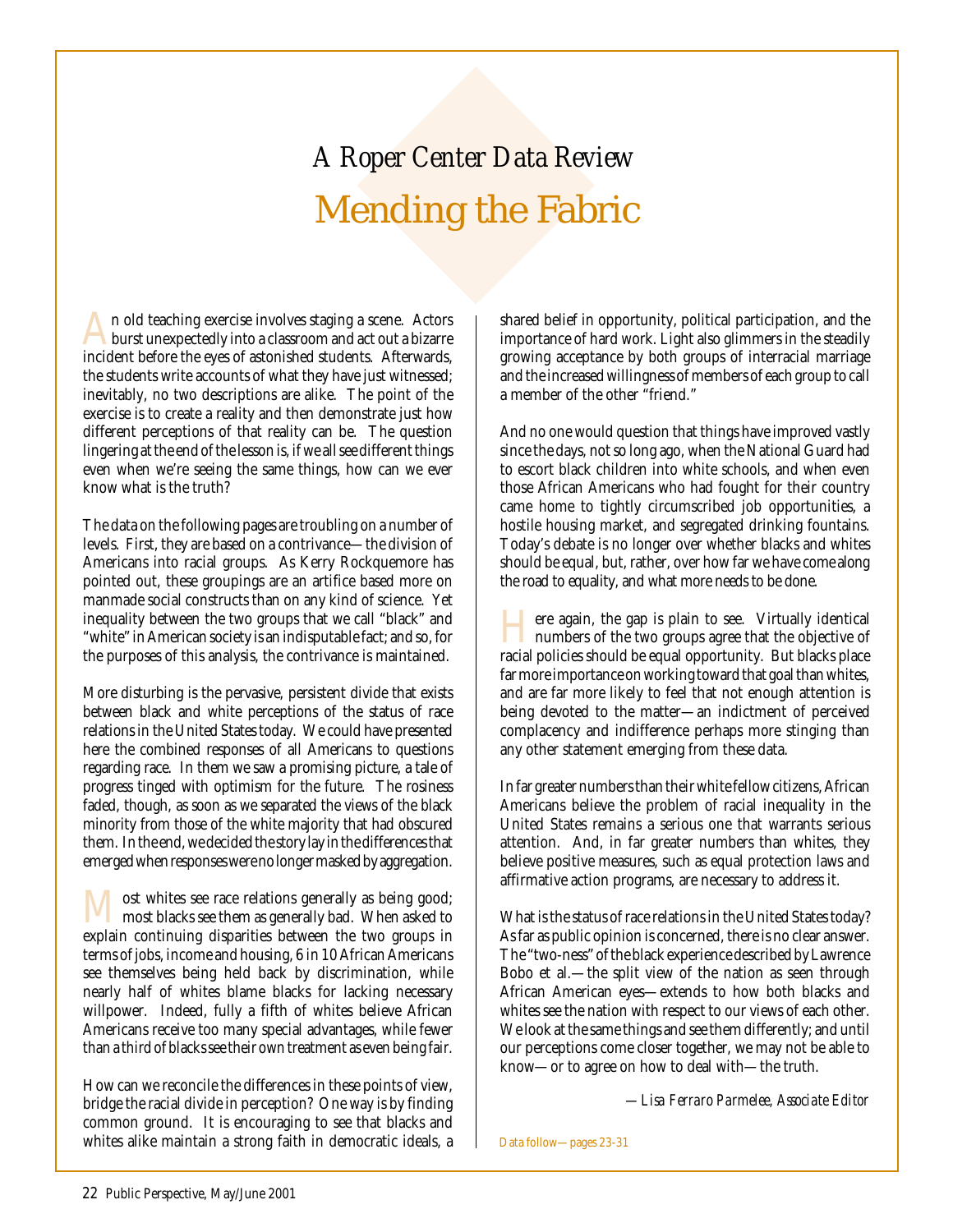# *A Roper Center Data Review*

# Mending the Fabric

An old teaching exercise involves staging a scene. Actors burst unexpectedly into a classroom and act out a bizarre incident before the eyes of astonished students. Afterwards, the students write accounts of what they have just witnessed; inevitably, no two descriptions are alike. The point of the exercise is to create a reality and then demonstrate just how different perceptions of that reality can be. The question lingering at the end of the lesson is, if we all see different things even when we're seeing the same things, how can we ever know what is the truth?

The data on the following pages are troubling on a number of levels. First, they are based on a contrivance—the division of Americans into racial groups. As Kerry Rockquemore has pointed out, these groupings are an artifice based more on manmade social constructs than on any kind of science. Yet inequality between the two groups that we call "black" and "white" in American society is an indisputable fact; and so, for the purposes of this analysis, the contrivance is maintained.

More disturbing is the pervasive, persistent divide that exists between black and white perceptions of the status of race relations in the United States today. We could have presented here the combined responses of all Americans to questions regarding race. In them we saw a promising picture, a tale of progress tinged with optimism for the future. The rosiness faded, though, as soon as we separated the views of the black minority from those of the white majority that had obscured them. In the end, we decided the story lay in the differences that emerged when responses were no longer masked by aggregation.

Most whites see race relations generally as being good; most blacks see them as generally bad. When asked to explain continuing disparities between the two groups in terms of jobs, income and housing, 6 in 10 African Americans see themselves being held back by discrimination, while nearly half of whites blame blacks for lacking necessary willpower. Indeed, fully a fifth of whites believe African Americans receive too many special advantages, while fewer than a third of blacks see their own treatment as even being fair.

How can we reconcile the differences in these points of view, bridge the racial divide in perception? One way is by finding common ground. It is encouraging to see that blacks and whites alike maintain a strong faith in democratic ideals, a shared belief in opportunity, political participation, and the importance of hard work. Light also glimmers in the steadily growing acceptance by both groups of interracial marriage and the increased willingness of members of each group to call a member of the other "friend."

And no one would question that things have improved vastly since the days, not so long ago, when the National Guard had to escort black children into white schools, and when even those African Americans who had fought for their country came home to tightly circumscribed job opportunities, a hostile housing market, and segregated drinking fountains. Today's debate is no longer over whether blacks and whites should be equal, but, rather, over how far we have come along the road to equality, and what more needs to be done.

Here again, the gap is plain to see. Virtually identical numbers of the two groups agree that the objective of racial policies should be equal opportunity. But blacks place far more importance on working toward that goal than whites, and are far more likely to feel that not enough attention is being devoted to the matter—an indictment of perceived complacency and indifference perhaps more stinging than any other statement emerging from these data.

In far greater numbers than their white fellow citizens, African Americans believe the problem of racial inequality in the United States remains a serious one that warrants serious attention. And, in far greater numbers than whites, they believe positive measures, such as equal protection laws and affirmative action programs, are necessary to address it.

What is the status of race relations in the United States today? As far as public opinion is concerned, there is no clear answer. The "two-ness" of the black experience described by Lawrence Bobo et al.—the split view of the nation as seen through African American eyes—extends to how both blacks and whites see the nation with respect to our views of each other. We look at the same things and see them differently; and until our perceptions come closer together, we may not be able to know—or to agree on how to deal with—the truth.

*—Lisa Ferraro Parmelee, Associate Editor*

Data follow—pages 23-31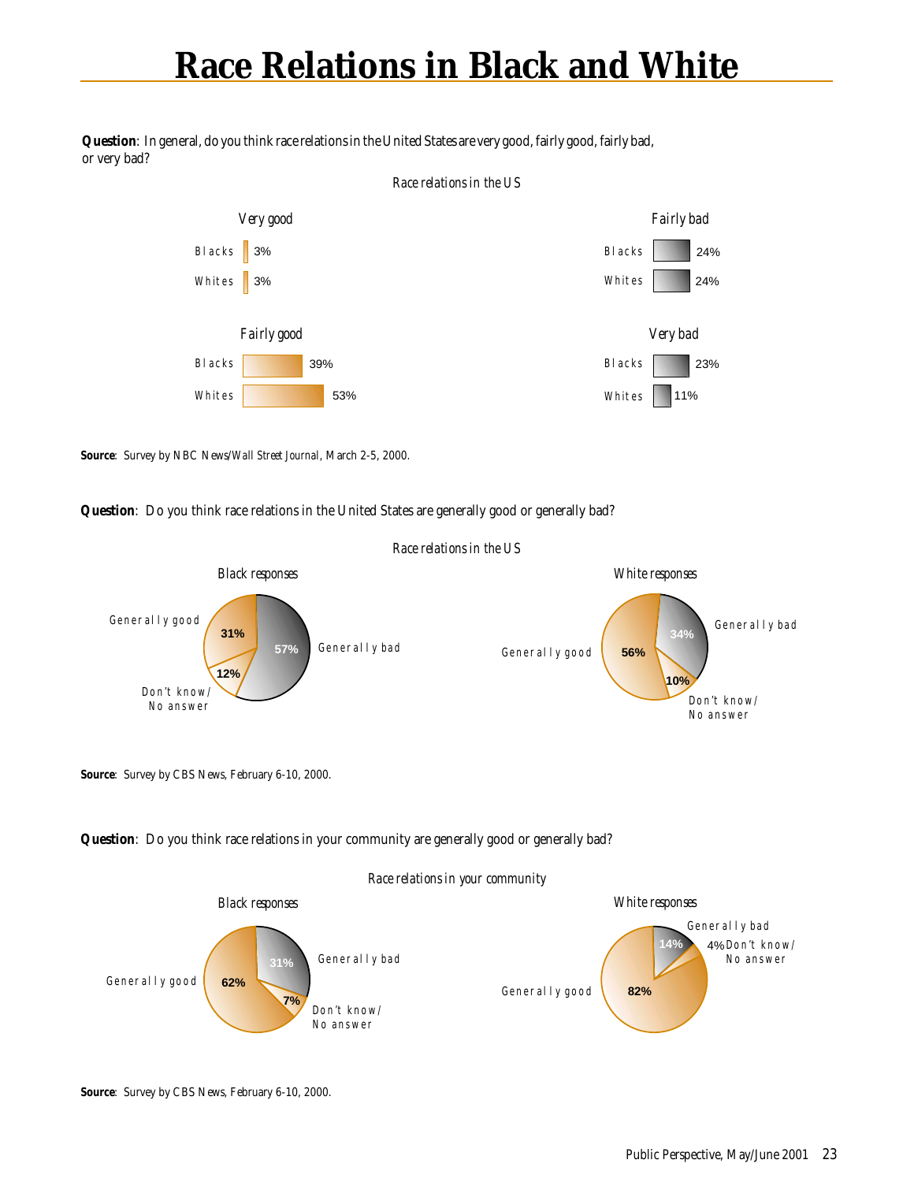# Race Relations in Black and White

**Question**: In general, do you think race relations in the United States are very good, fairly good, fairly bad, or very bad?

*Race relations in the US*

| | Blacks | Whites |
|---|---|---|
| Very good | 3% | 3% |
| Fairly good | 39% | 53% |
| Fairly bad | 24% | 24% |
| Very bad | 23% | 11% |

**Source**: Survey by NBC News/Wall Street Journal, March 2-5, 2000.

**Question**: Do you think race relations in the United States are generally good or generally bad?

*Race relations in the US*

| | Black responses | White responses |
|---|---|---|
| Generally good | 31% | 56% |
| Generally bad | 57% | 34% |
| Don't know/No answer | 12% | 10% |

**Source**: Survey by CBS News, February 6-10, 2000.

**Question**: Do you think race relations in your community are generally good or generally bad?

*Race relations in your community*

| | Black responses | White responses |
|---|---|---|
| Generally good | 62% | 82% |
| Generally bad | 31% | 14% |
| Don't know/No answer | 7% | 4% |

**Source**: Survey by CBS News, February 6-10, 2000.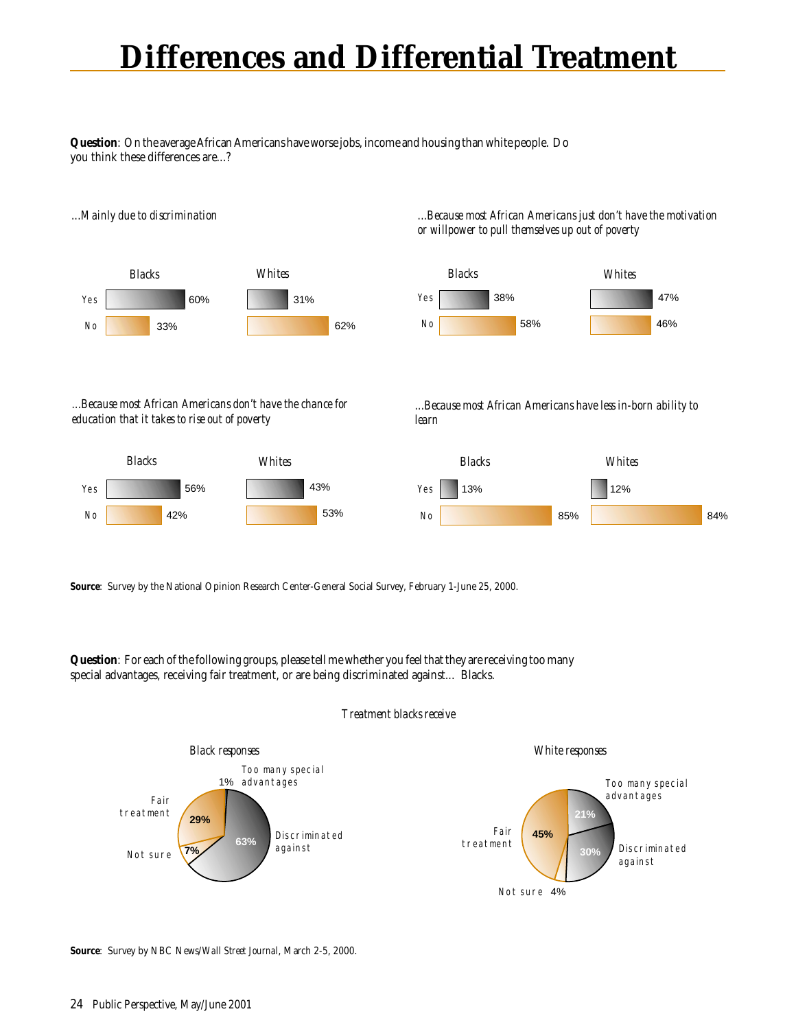# Differences and Differential Treatment

**Question**: On the average African Americans have worse jobs, income and housing than white people. Do you think these differences are...?

*...Mainly due to discrimination*

| | Blacks | Whites |
|---|---|---|
| Yes | 60% | 31% |
| No | 33% | 62% |

*...Because most African Americans just don't have the motivation or willpower to pull themselves up out of poverty*

| | Blacks | Whites |
|---|---|---|
| Yes | 38% | 47% |
| No | 58% | 46% |

*...Because most African Americans don't have the chance for education that it takes to rise out of poverty*

| | Blacks | Whites |
|---|---|---|
| Yes | 56% | 43% |
| No | 42% | 53% |

*...Because most African Americans have less in-born ability to learn*

| | Blacks | Whites |
|---|---|---|
| Yes | 13% | 12% |
| No | 85% | 84% |

**Source**: Survey by the National Opinion Research Center-General Social Survey, February 1-June 25, 2000.

**Question**: For each of the following groups, please tell me whether you feel that they are receiving too many special advantages, receiving fair treatment, or are being discriminated against... Blacks.

*Treatment blacks receive*

| | Black responses | White responses |
|---|---|---|
| Too many special advantages | 1% | 21% |
| Fair treatment | 29% | 45% |
| Discriminated against | 63% | 30% |
| Not sure | 7% | 4% |

**Source**: Survey by NBC News/*Wall Street Journal*, March 2-5, 2000.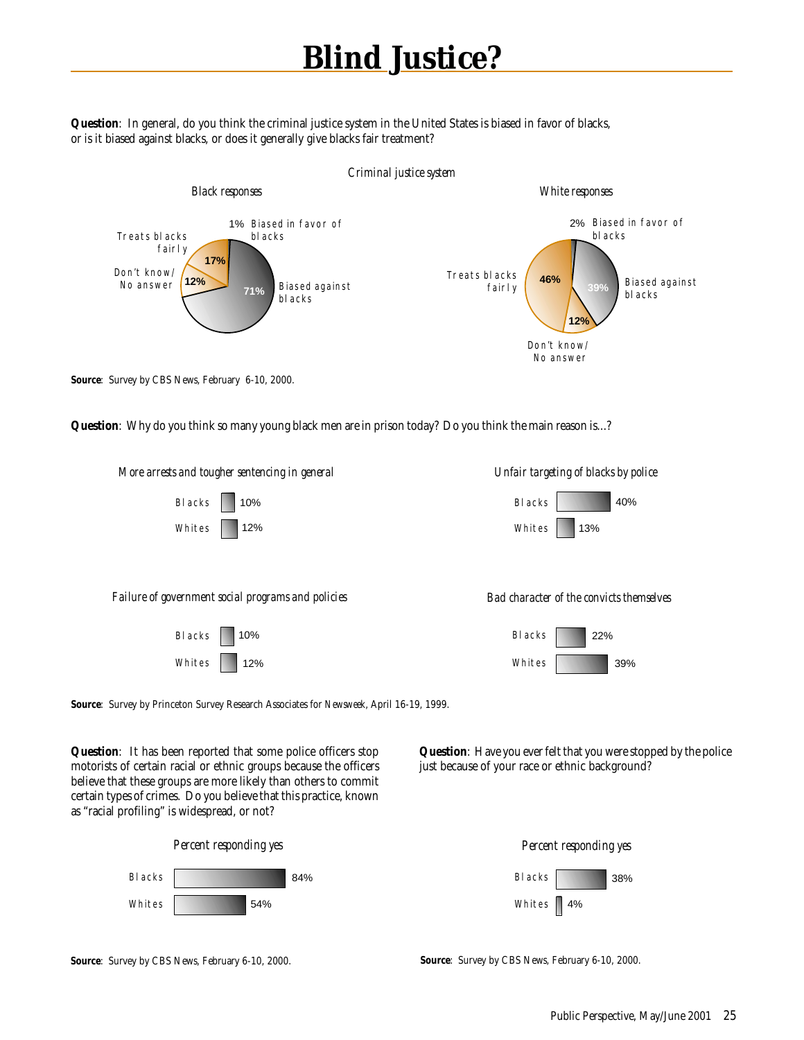# Blind Justice?

**Question**: In general, do you think the criminal justice system in the United States is biased in favor of blacks, or is it biased against blacks, or does it generally give blacks fair treatment?

*Criminal justice system*

| | *Black responses* | *White responses* |
|---|---|---|
| Biased in favor of blacks | 1% | 2% |
| Biased against blacks | 71% | 39% |
| Treats blacks fairly | 17% | 46% |
| Don't know/ No answer | 12% | 12% |

**Source**: Survey by CBS News, February 6-10, 2000.

**Question**: Why do you think so many young black men are in prison today? Do you think the main reason is...?

| | Blacks | Whites |
|---|---|---|
| *More arrests and tougher sentencing in general* | 10% | 12% |
| *Unfair targeting of blacks by police* | 40% | 13% |
| *Failure of government social programs and policies* | 10% | 12% |
| *Bad character of the convicts themselves* | 22% | 39% |

**Source**: Survey by Princeton Survey Research Associates for *Newsweek*, April 16-19, 1999.

**Question**: It has been reported that some police officers stop motorists of certain racial or ethnic groups because the officers believe that these groups are more likely than others to commit certain types of crimes. Do you believe that this practice, known as "racial profiling" is widespread, or not?

*Percent responding yes*

| | |
|---|---|
| Blacks | 84% |
| Whites | 54% |

**Source**: Survey by CBS News, February 6-10, 2000.

**Question**: Have you ever felt that you were stopped by the police just because of your race or ethnic background?

*Percent responding yes*

| | |
|---|---|
| Blacks | 38% |
| Whites | 4% |

**Source**: Survey by CBS News, February 6-10, 2000.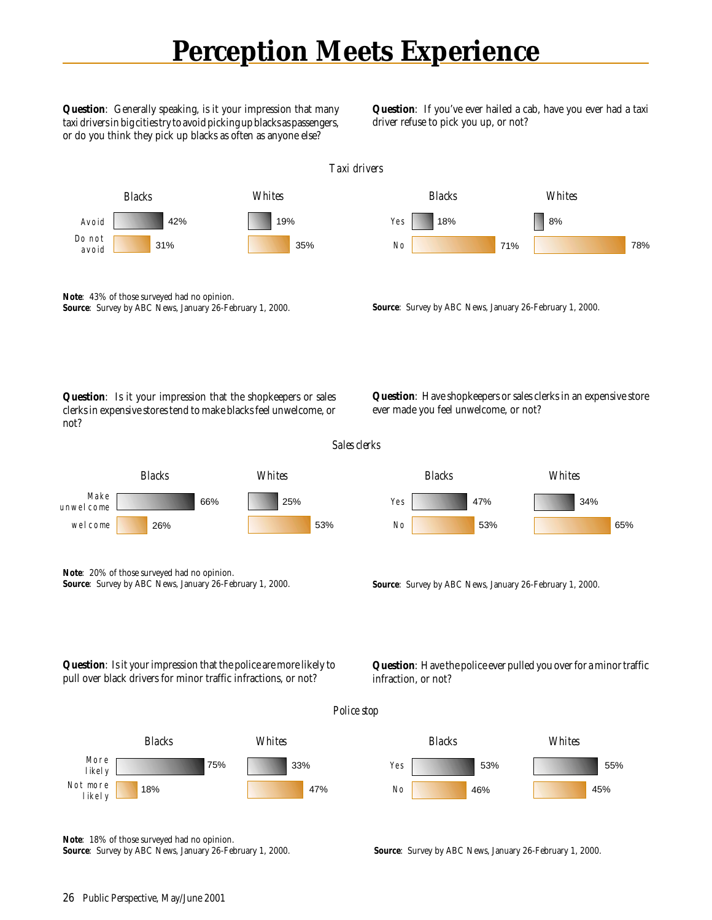# Perception Meets Experience

## Taxi drivers

**Question**: Generally speaking, is it your impression that many taxi drivers in big cities try to avoid picking up blacks as passengers, or do you think they pick up blacks as often as anyone else?

| | Blacks | Whites |
|---|---|---|
| Avoid | 42% | 19% |
| Do not avoid | 31% | 35% |

**Note**: 43% of those surveyed had no opinion.
**Source**: Survey by ABC News, January 26-February 1, 2000.

**Question**: If you've ever hailed a cab, have you ever had a taxi driver refuse to pick you up, or not?

| | Blacks | Whites |
|---|---|---|
| Yes | 18% | 8% |
| No | 71% | 78% |

**Source**: Survey by ABC News, January 26-February 1, 2000.

## Sales clerks

**Question**: Is it your impression that the shopkeepers or sales clerks in expensive stores tend to make blacks feel unwelcome, or not?

| | Blacks | Whites |
|---|---|---|
| Make unwelcome | 66% | 25% |
| welcome | 26% | 53% |

**Note**: 20% of those surveyed had no opinion.
**Source**: Survey by ABC News, January 26-February 1, 2000.

**Question**: Have shopkeepers or sales clerks in an expensive store ever made you feel unwelcome, or not?

| | Blacks | Whites |
|---|---|---|
| Yes | 47% | 34% |
| No | 53% | 65% |

**Source**: Survey by ABC News, January 26-February 1, 2000.

## Police stop

**Question**: Is it your impression that the police are more likely to pull over black drivers for minor traffic infractions, or not?

| | Blacks | Whites |
|---|---|---|
| More likely | 75% | 33% |
| Not more likely | 18% | 47% |

**Note**: 18% of those surveyed had no opinion.
**Source**: Survey by ABC News, January 26-February 1, 2000.

**Question**: Have the police ever pulled you over for a minor traffic infraction, or not?

| | Blacks | Whites |
|---|---|---|
| Yes | 53% | 55% |
| No | 46% | 45% |

**Source**: Survey by ABC News, January 26-February 1, 2000.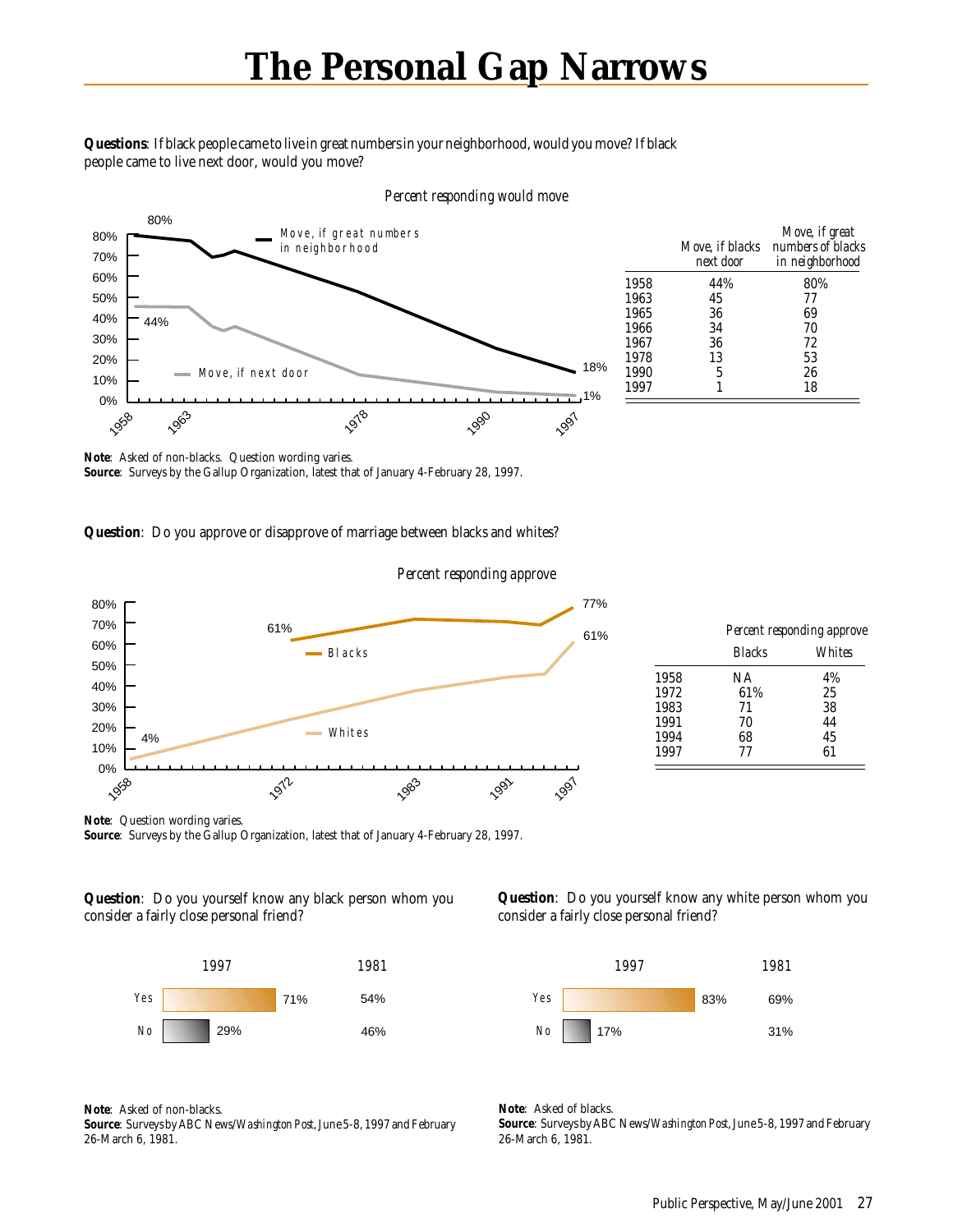# The Personal Gap Narrows

**Questions**: If black people came to live in great numbers in your neighborhood, would you move? If black people came to live next door, would you move?

*Percent responding would move*

| | Move, if blacks next door | Move, if great numbers of blacks in neighborhood |
|---|---|---|
| 1958 | 44% | 80% |
| 1963 | 45 | 77 |
| 1965 | 36 | 69 |
| 1966 | 34 | 70 |
| 1967 | 36 | 72 |
| 1978 | 13 | 53 |
| 1990 | 5 | 26 |
| 1997 | 1 | 18 |

**Note**: Asked of non-blacks. Question wording varies.
**Source**: Surveys by the Gallup Organization, latest that of January 4-February 28, 1997.

**Question**: Do you approve or disapprove of marriage between blacks and whites?

*Percent responding approve*

| | Blacks | Whites |
|---|---|---|
| 1958 | NA | 4% |
| 1972 | 61% | 25 |
| 1983 | 71 | 38 |
| 1991 | 70 | 44 |
| 1994 | 68 | 45 |
| 1997 | 77 | 61 |

**Note**: Question wording varies.
**Source**: Surveys by the Gallup Organization, latest that of January 4-February 28, 1997.

**Question**: Do you yourself know any black person whom you consider a fairly close personal friend?

| | 1997 | 1981 |
|---|---|---|
| Yes | 71% | 54% |
| No | 29% | 46% |

**Note**: Asked of non-blacks.
**Source**: Surveys by ABC News/*Washington Post*, June 5-8, 1997 and February 26-March 6, 1981.

**Question**: Do you yourself know any white person whom you consider a fairly close personal friend?

| | 1997 | 1981 |
|---|---|---|
| Yes | 83% | 69% |
| No | 17% | 31% |

**Note**: Asked of blacks.
**Source**: Surveys by ABC News/*Washington Post*, June 5-8, 1997 and February 26-March 6, 1981.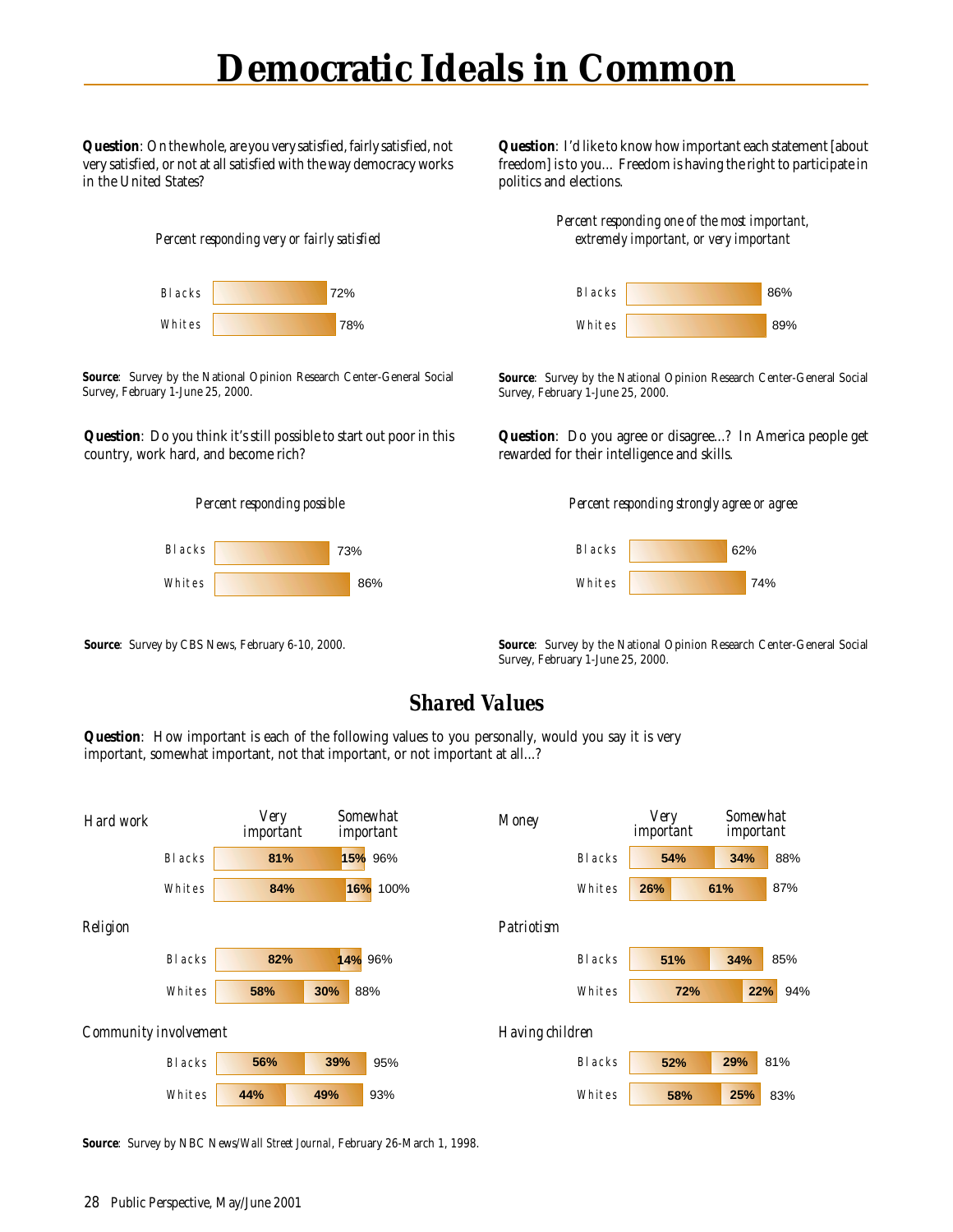# Democratic Ideals in Common

**Question**: On the whole, are you very satisfied, fairly satisfied, not very satisfied, or not at all satisfied with the way democracy works in the United States?

*Percent responding very or fairly satisfied*

| | |
|---|---|
| Blacks | 72% |
| Whites | 78% |

**Source**: Survey by the National Opinion Research Center-General Social Survey, February 1-June 25, 2000.

**Question**: I'd like to know how important each statement [about freedom] is to you… Freedom is having the right to participate in politics and elections.

*Percent responding one of the most important, extremely important, or very important*

| | |
|---|---|
| Blacks | 86% |
| Whites | 89% |

**Source**: Survey by the National Opinion Research Center-General Social Survey, February 1-June 25, 2000.

**Question**: Do you think it's still possible to start out poor in this country, work hard, and become rich?

*Percent responding possible*

| | |
|---|---|
| Blacks | 73% |
| Whites | 86% |

**Source**: Survey by CBS News, February 6-10, 2000.

**Question**: Do you agree or disagree…? In America people get rewarded for their intelligence and skills.

*Percent responding strongly agree or agree*

| | |
|---|---|
| Blacks | 62% |
| Whites | 74% |

**Source**: Survey by the National Opinion Research Center-General Social Survey, February 1-June 25, 2000.

## *Shared Values*

**Question**: How important is each of the following values to you personally, would you say it is very important, somewhat important, not that important, or not important at all…?

| Value | Group | Very important | Somewhat important | Total |
|---|---|---|---|---|
| Hard work | Blacks | 81% | 15% | 96% |
| | Whites | 84% | 16% | 100% |
| Religion | Blacks | 82% | 14% | 96% |
| | Whites | 58% | 30% | 88% |
| Community involvement | Blacks | 56% | 39% | 95% |
| | Whites | 44% | 49% | 93% |
| Money | Blacks | 54% | 34% | 88% |
| | Whites | 26% | 61% | 87% |
| Patriotism | Blacks | 51% | 34% | 85% |
| | Whites | 72% | 22% | 94% |
| Having children | Blacks | 52% | 29% | 81% |
| | Whites | 58% | 25% | 83% |

**Source**: Survey by NBC News/*Wall Street Journal*, February 26-March 1, 1998.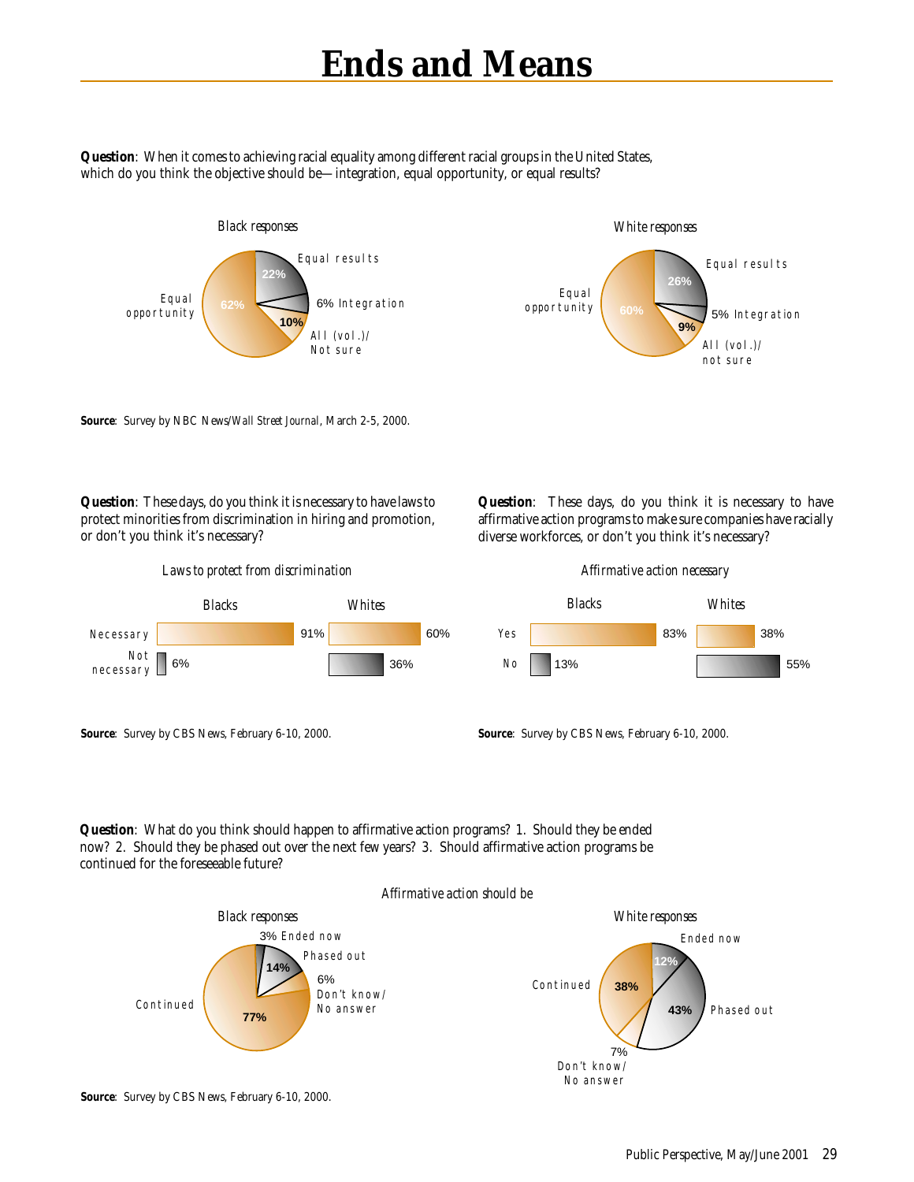# Ends and Means

**Question**: When it comes to achieving racial equality among different racial groups in the United States, which do you think the objective should be—integration, equal opportunity, or equal results?

*Black responses*

| Response | Percent |
|---|---|
| Equal opportunity | 62% |
| Equal results | 22% |
| Integration | 6% |
| All (vol.)/Not sure | 10% |

*White responses*

| Response | Percent |
|---|---|
| Equal opportunity | 60% |
| Equal results | 26% |
| Integration | 5% |
| All (vol.)/not sure | 9% |

**Source**: Survey by NBC News/*Wall Street Journal*, March 2-5, 2000.

**Question**: These days, do you think it is necessary to have laws to protect minorities from discrimination in hiring and promotion, or don't you think it's necessary?

*Laws to protect from discrimination*

| | Blacks | Whites |
|---|---|---|
| Necessary | 91% | 60% |
| Not necessary | 6% | 36% |

**Source**: Survey by CBS News, February 6-10, 2000.

**Question**: These days, do you think it is necessary to have affirmative action programs to make sure companies have racially diverse workforces, or don't you think it's necessary?

*Affirmative action necessary*

| | Blacks | Whites |
|---|---|---|
| Yes | 83% | 38% |
| No | 13% | 55% |

**Source**: Survey by CBS News, February 6-10, 2000.

**Question**: What do you think should happen to affirmative action programs? 1. Should they be ended now? 2. Should they be phased out over the next few years? 3. Should affirmative action programs be continued for the foreseeable future?

*Affirmative action should be*

| | Black responses | White responses |
|---|---|---|
| Ended now | 3% | 12% |
| Phased out | 14% | 43% |
| Continued | 77% | 38% |
| Don't know/No answer | 6% | 7% |

**Source**: Survey by CBS News, February 6-10, 2000.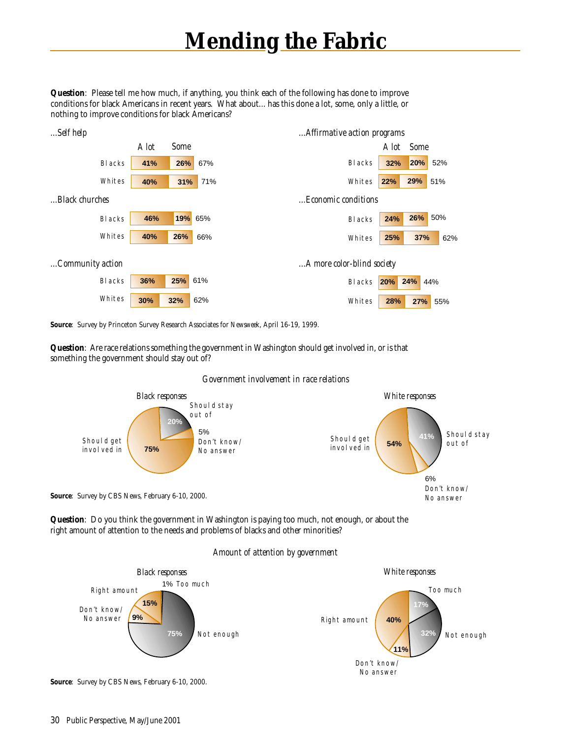# Mending the Fabric

**Question**: Please tell me how much, if anything, you think each of the following has done to improve conditions for black Americans in recent years. What about... has this done a lot, some, only a little, or nothing to improve conditions for black Americans?

*...Self help*

| | A lot | Some | Total |
|---|---|---|---|
| Blacks | 41% | 26% | 67% |
| Whites | 40% | 31% | 71% |

*...Black churches*

| | A lot | Some | Total |
|---|---|---|---|
| Blacks | 46% | 19% | 65% |
| Whites | 40% | 26% | 66% |

*...Community action*

| | A lot | Some | Total |
|---|---|---|---|
| Blacks | 36% | 25% | 61% |
| Whites | 30% | 32% | 62% |

*...Affirmative action programs*

| | A lot | Some | Total |
|---|---|---|---|
| Blacks | 32% | 20% | 52% |
| Whites | 22% | 29% | 51% |

*...Economic conditions*

| | A lot | Some | Total |
|---|---|---|---|
| Blacks | 24% | 26% | 50% |
| Whites | 25% | 37% | 62% |

*...A more color-blind society*

| | A lot | Some | Total |
|---|---|---|---|
| Blacks | 20% | 24% | 44% |
| Whites | 28% | 27% | 55% |

**Source**: Survey by Princeton Survey Research Associates for *Newsweek*, April 16-19, 1999.

**Question**: Are race relations something the government in Washington should get involved in, or is that something the government should stay out of?

*Government involvement in race relations*

| | Black responses | White responses |
|---|---|---|
| Should get involved in | 75% | 54% |
| Should stay out of | 20% | 41% |
| Don't know/No answer | 5% | 6% |

**Source**: Survey by CBS News, February 6-10, 2000.

**Question**: Do you think the government in Washington is paying too much, not enough, or about the right amount of attention to the needs and problems of blacks and other minorities?

*Amount of attention by government*

| | Black responses | White responses |
|---|---|---|
| Too much | 1% | 17% |
| Not enough | 75% | 32% |
| Right amount | 15% | 40% |
| Don't know/No answer | 9% | 11% |

**Source**: Survey by CBS News, February 6-10, 2000.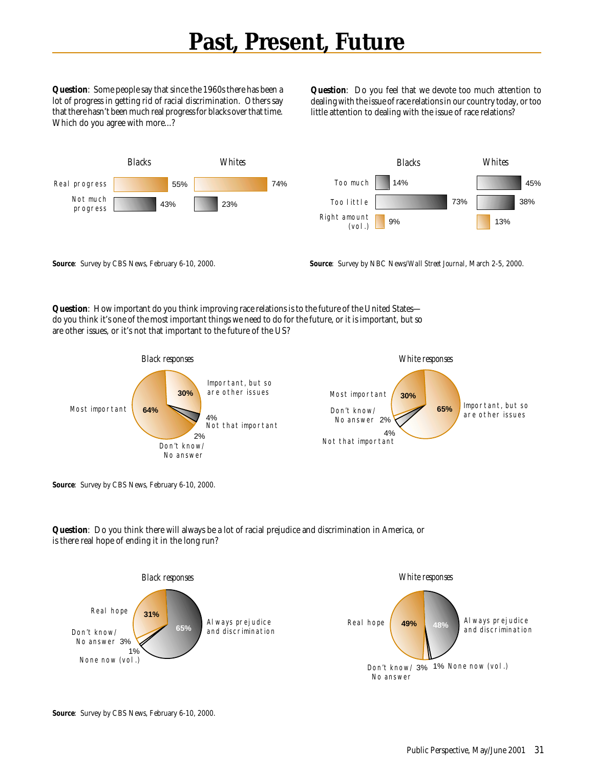# Past, Present, Future

**Question**: Some people say that since the 1960s there has been a lot of progress in getting rid of racial discrimination. Others say that there hasn't been much real progress for blacks over that time. Which do you agree with more...?

*Blacks*

*Whites*

Real progress

55%

74%

Not much progress

43%

23%

**Source**: Survey by CBS News, February 6-10, 2000.

**Question**: Do you feel that we devote too much attention to dealing with the issue of race relations in our country today, or too little attention to dealing with the issue of race relations?

*Blacks*

*Whites*

Too much

14%

45%

Too little

73%

38%

Right amount (vol.)

9%

13%

**Source**: Survey by NBC News/*Wall Street Journal*, March 2-5, 2000.

**Question**: How important do you think improving race relations is to the future of the United States—do you think it's one of the most important things we need to do for the future, or it is important, but so are other issues, or it's not that important to the future of the US?

*Black responses*

Most important 64%

Important, but so are other issues 30%

4% Not that important

2% Don't know/No answer

*White responses*

Most important 30%

Important, but so are other issues 65%

Don't know/No answer 2%

4% Not that important

**Source**: Survey by CBS News, February 6-10, 2000.

**Question**: Do you think there will always be a lot of racial prejudice and discrimination in America, or is there real hope of ending it in the long run?

*Black responses*

Real hope 31%

Always prejudice and discrimination 65%

Don't know/No answer 3%

1% None now (vol.)

*White responses*

Real hope 49%

Always prejudice and discrimination 48%

Don't know/No answer 3%

1% None now (vol.)

**Source**: Survey by CBS News, February 6-10, 2000.